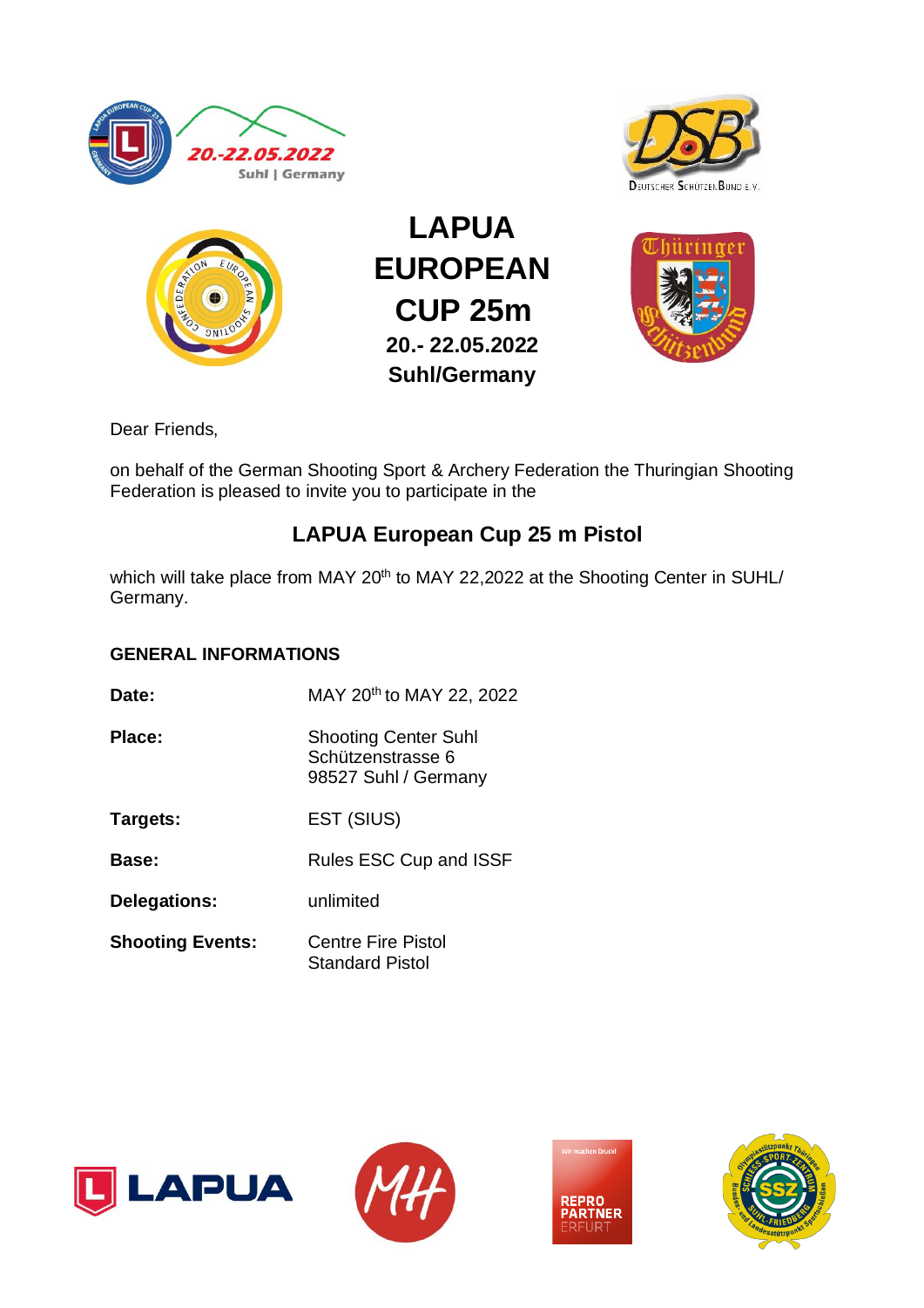# LAPUA EUROPEAN CUP 25m

**20.- 22.05.2022**

**Suhl/Germany**

Dear Friends,

on behalf of the German Shooting Sport & Archery Federation the Thuringian Shooting Federation is pleased to invite you to participate in the

## LAPUA European Cup 25 m Pistol

which will take place from MAY 20th to MAY 22,2022 at the Shooting Center in SUHL/ Germany.

### GENERAL INFORMATIONS

| | |
|---|---|
| **Date:** | MAY 20th to MAY 22, 2022 |
| **Place:** | Shooting Center Suhl<br>Schützenstrasse 6<br>98527 Suhl / Germany |
| **Targets:** | EST (SIUS) |
| **Base:** | Rules ESC Cup and ISSF |
| **Delegations:** | unlimited |
| **Shooting Events:** | Centre Fire Pistol<br>Standard Pistol |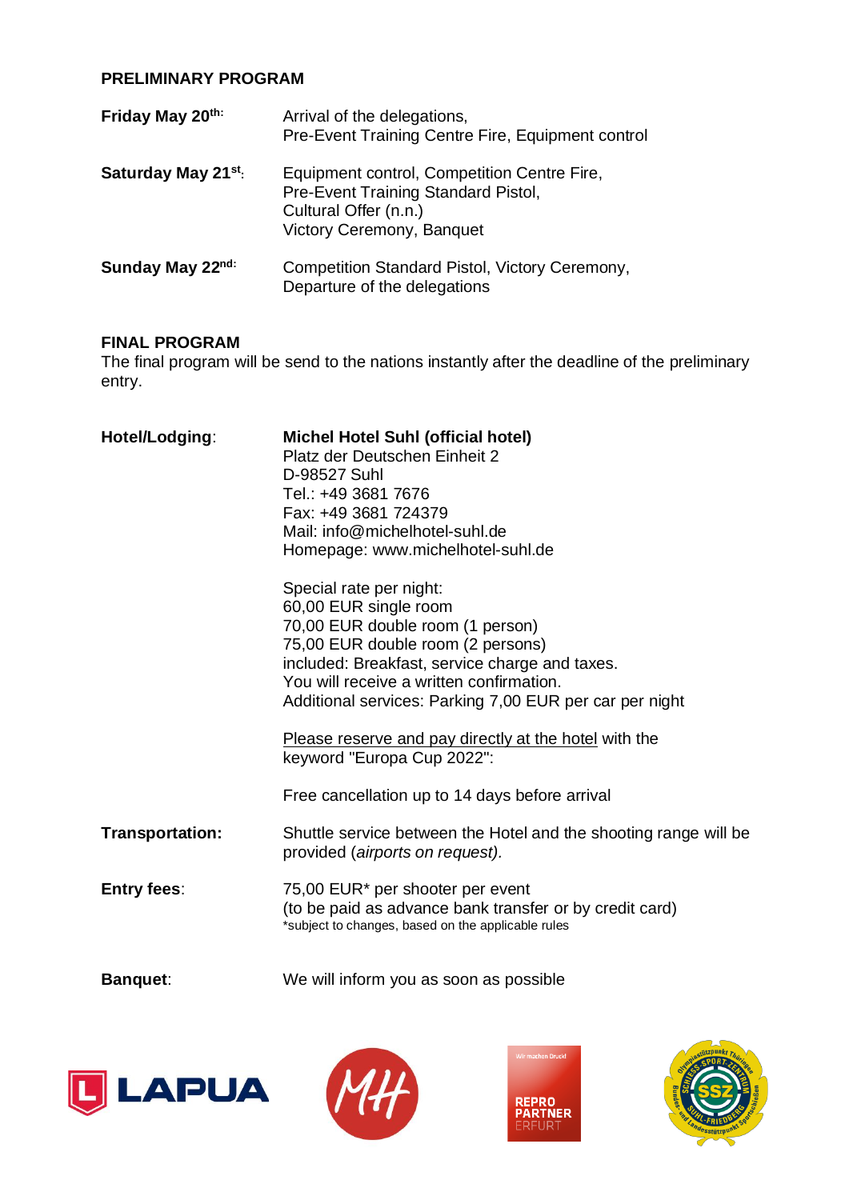## PRELIMINARY PROGRAM

| | |
|---|---|
| **Friday May 20th:** | Arrival of the delegations, Pre-Event Training Centre Fire, Equipment control |
| **Saturday May 21st:** | Equipment control, Competition Centre Fire, Pre-Event Training Standard Pistol, Cultural Offer (n.n.) Victory Ceremony, Banquet |
| **Sunday May 22nd:** | Competition Standard Pistol, Victory Ceremony, Departure of the delegations |

## FINAL PROGRAM

The final program will be send to the nations instantly after the deadline of the preliminary entry.

**Hotel/Lodging:**

**Michel Hotel Suhl (official hotel)**
Platz der Deutschen Einheit 2
D-98527 Suhl
Tel.: +49 3681 7676
Fax: +49 3681 724379
Mail: info@michelhotel-suhl.de
Homepage: www.michelhotel-suhl.de

Special rate per night:
60,00 EUR single room
70,00 EUR double room (1 person)
75,00 EUR double room (2 persons)
included: Breakfast, service charge and taxes.
You will receive a written confirmation.
Additional services: Parking 7,00 EUR per car per night

Please reserve and pay directly at the hotel with the keyword "Europa Cup 2022":

Free cancellation up to 14 days before arrival

**Transportation:** Shuttle service between the Hotel and the shooting range will be provided (*airports on request).*

**Entry fees:** 75,00 EUR* per shooter per event
(to be paid as advance bank transfer or by credit card)
*subject to changes, based on the applicable rules

**Banquet:** We will inform you as soon as possible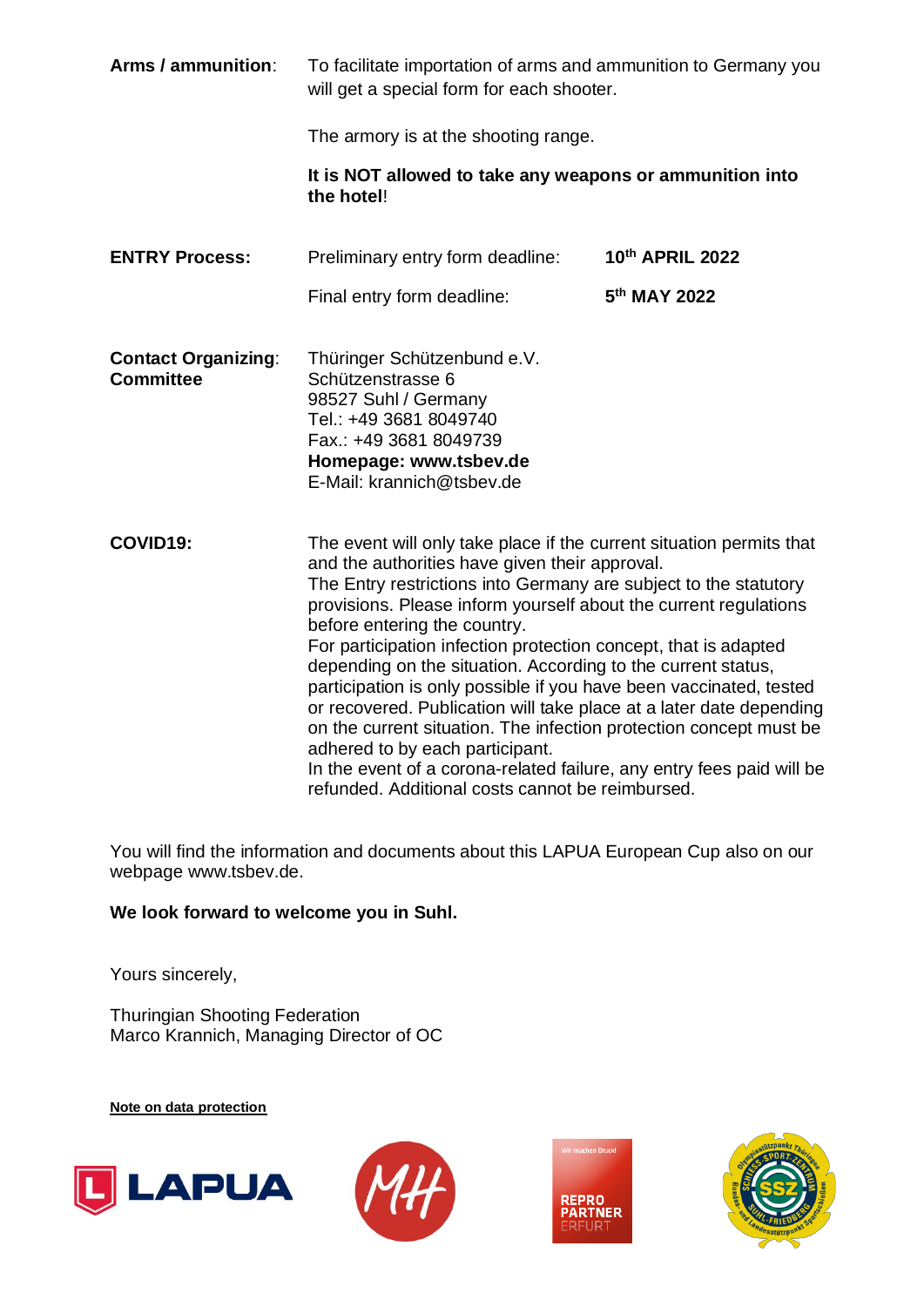**Arms / ammunition**: To facilitate importation of arms and ammunition to Germany you will get a special form for each shooter.

The armory is at the shooting range.

**It is NOT allowed to take any weapons or ammunition into the hotel**!

**ENTRY Process:**

| | |
|---|---|
| Preliminary entry form deadline: | **10th APRIL 2022** |
| Final entry form deadline: | **5th MAY 2022** |

**Contact Organizing: Committee**

Thüringer Schützenbund e.V.
Schützenstrasse 6
98527 Suhl / Germany
Tel.: +49 3681 8049740
Fax.: +49 3681 8049739
**Homepage: www.tsbev.de**
E-Mail: krannich@tsbev.de

**COVID19:**

The event will only take place if the current situation permits that and the authorities have given their approval.
The Entry restrictions into Germany are subject to the statutory provisions. Please inform yourself about the current regulations before entering the country.
For participation infection protection concept, that is adapted depending on the situation. According to the current status, participation is only possible if you have been vaccinated, tested or recovered. Publication will take place at a later date depending on the current situation. The infection protection concept must be adhered to by each participant.
In the event of a corona-related failure, any entry fees paid will be refunded. Additional costs cannot be reimbursed.

You will find the information and documents about this LAPUA European Cup also on our webpage www.tsbev.de.

**We look forward to welcome you in Suhl.**

Yours sincerely,

Thuringian Shooting Federation
Marco Krannich, Managing Director of OC

**Note on data protection**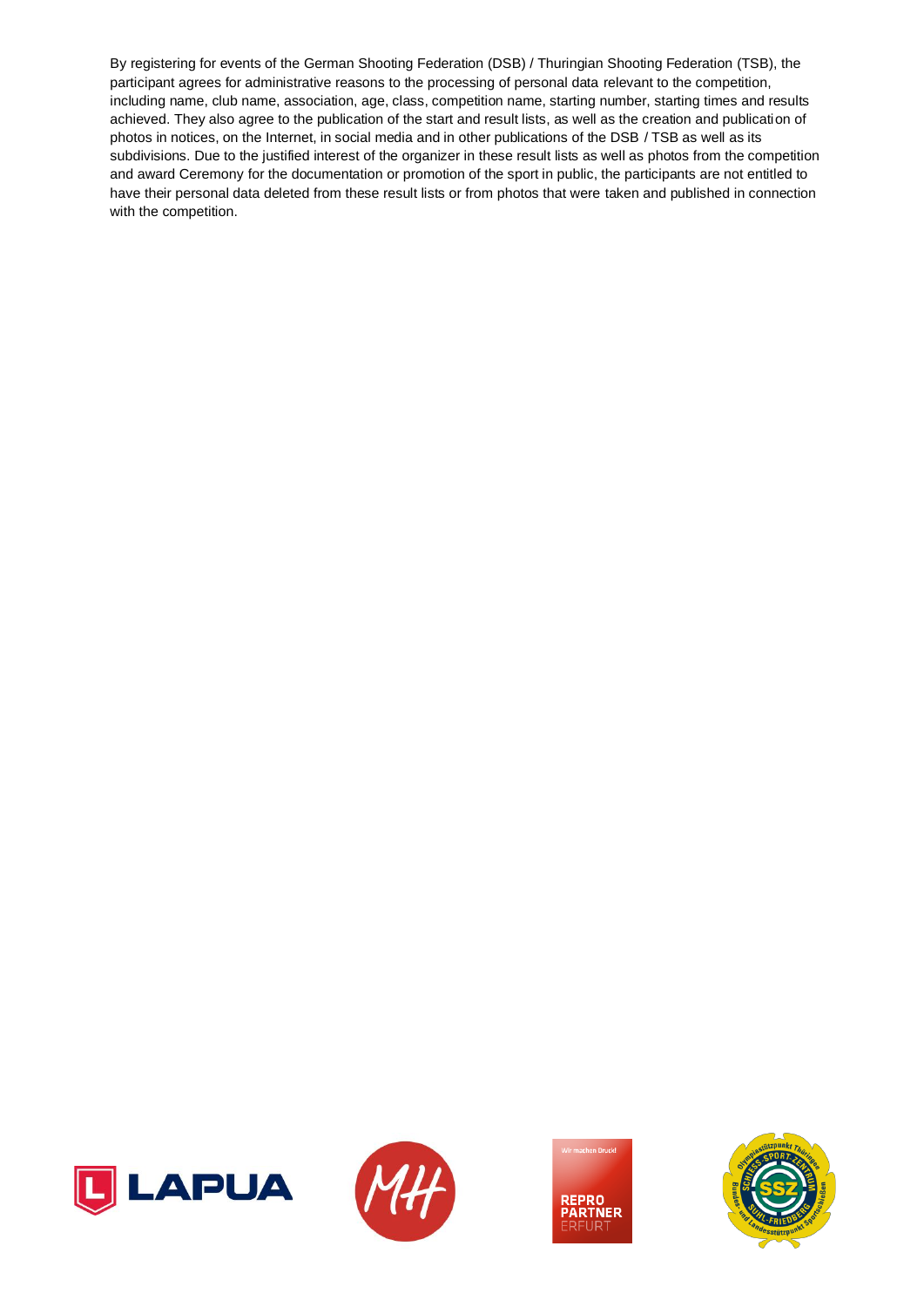By registering for events of the German Shooting Federation (DSB) / Thuringian Shooting Federation (TSB), the participant agrees for administrative reasons to the processing of personal data relevant to the competition, including name, club name, association, age, class, competition name, starting number, starting times and results achieved. They also agree to the publication of the start and result lists, as well as the creation and publication of photos in notices, on the Internet, in social media and in other publications of the DSB / TSB as well as its subdivisions. Due to the justified interest of the organizer in these result lists as well as photos from the competition and award Ceremony for the documentation or promotion of the sport in public, the participants are not entitled to have their personal data deleted from these result lists or from photos that were taken and published in connection with the competition.